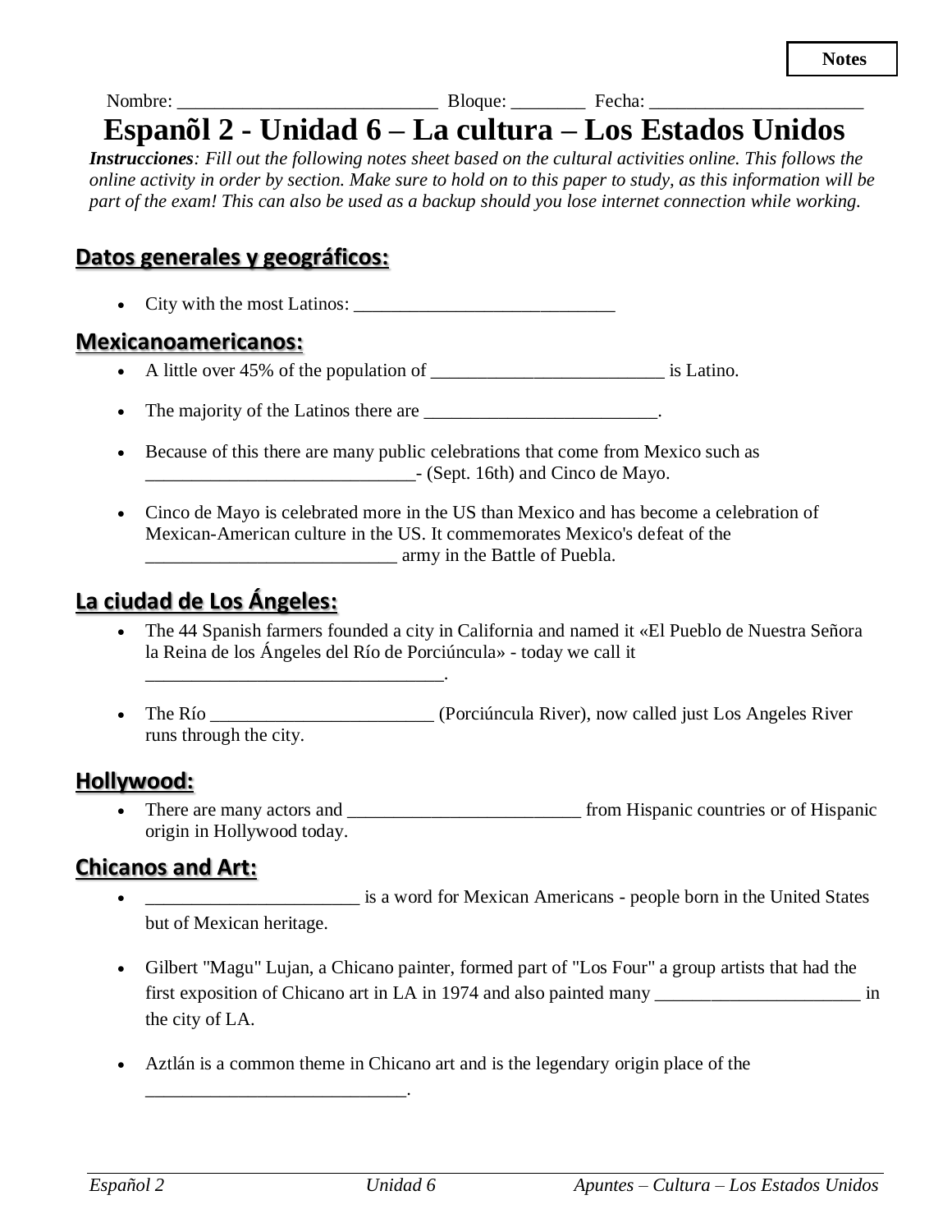Notes

Nombre: ___________________________ Bloque: ________ Fecha: ______________________

# Espanõl 2 - Unidad 6 – La cultura – Los Estados Unidos

***Instrucciones**: Fill out the following notes sheet based on the cultural activities online. This follows the online activity in order by section. Make sure to hold on to this paper to study, as this information will be part of the exam! This can also be used as a backup should you lose internet connection while working.*

## Datos generales y geográficos:

- City with the most Latinos: ____________________________

## Mexicanoamericanos:

- A little over 45% of the population of _________________________ is Latino.
- The majority of the Latinos there are _________________________.
- Because of this there are many public celebrations that come from Mexico such as _____________________________- (Sept. 16th) and Cinco de Mayo.
- Cinco de Mayo is celebrated more in the US than Mexico and has become a celebration of Mexican-American culture in the US. It commemorates Mexico's defeat of the ___________________________ army in the Battle of Puebla.

## La ciudad de Los Ángeles:

- The 44 Spanish farmers founded a city in California and named it «El Pueblo de Nuestra Señora la Reina de los Ángeles del Río de Porciúncula» - today we call it _________________________________.
- The Río ________________________ (Porciúncula River), now called just Los Angeles River runs through the city.

## Hollywood:

- There are many actors and _________________________ from Hispanic countries or of Hispanic origin in Hollywood today.

## Chicanos and Art:

- _______________________ is a word for Mexican Americans - people born in the United States but of Mexican heritage.
- Gilbert "Magu" Lujan, a Chicano painter, formed part of "Los Four" a group artists that had the first exposition of Chicano art in LA in 1974 and also painted many ______________________ in the city of LA.
- Aztlán is a common theme in Chicano art and is the legendary origin place of the ___________________________.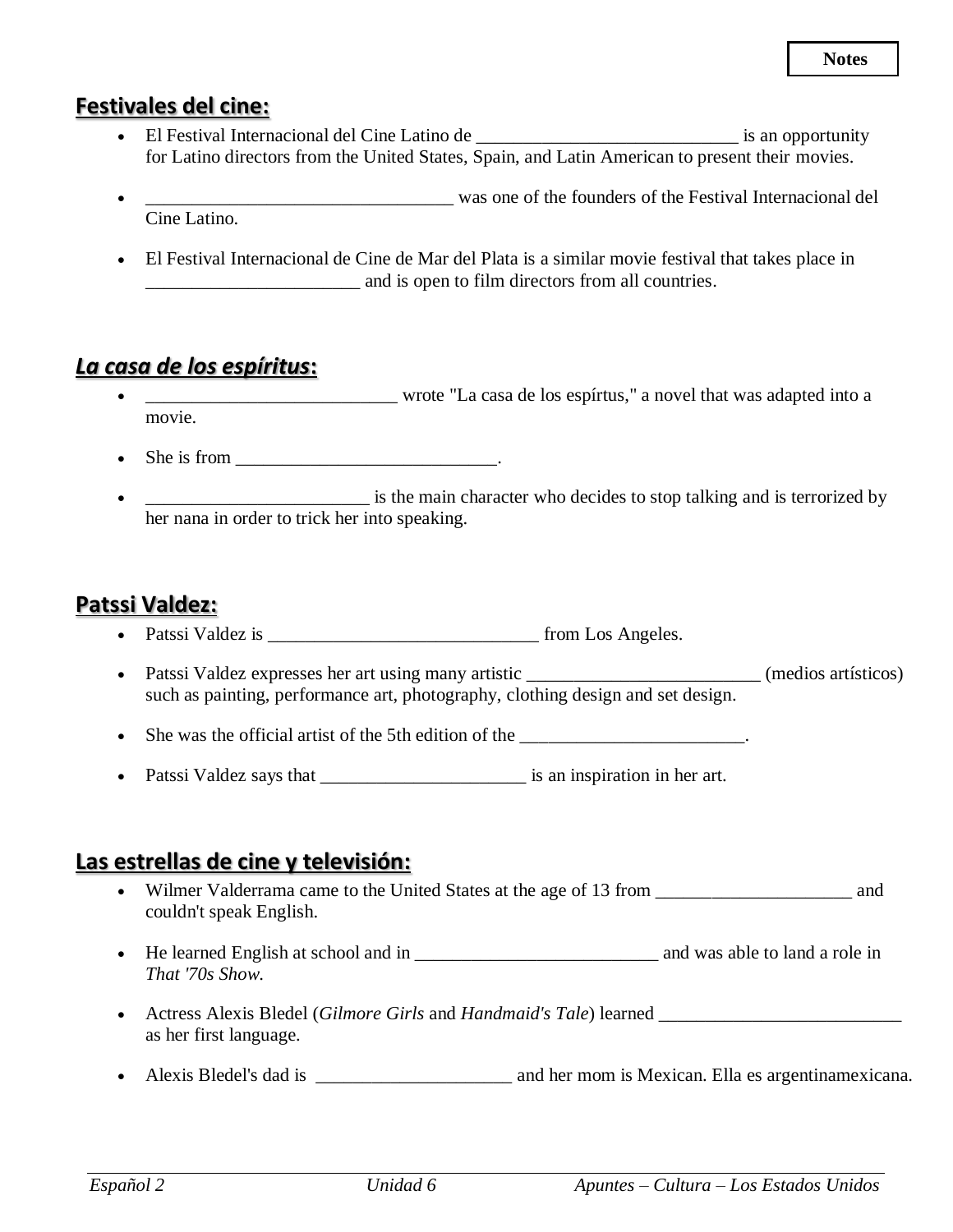Notes

## Festivales del cine:

- El Festival Internacional del Cine Latino de ____________________________ is an opportunity for Latino directors from the United States, Spain, and Latin American to present their movies.
- _________________________________ was one of the founders of the Festival Internacional del Cine Latino.
- El Festival Internacional de Cine de Mar del Plata is a similar movie festival that takes place in _______________________ and is open to film directors from all countries.

## *La casa de los espíritus*:

- ___________________________ wrote "La casa de los espírtus," a novel that was adapted into a movie.
- She is from ____________________________.
- ________________________ is the main character who decides to stop talking and is terrorized by her nana in order to trick her into speaking.

## Patssi Valdez:

- Patssi Valdez is _____________________________ from Los Angeles.
- Patssi Valdez expresses her art using many artistic _________________________ (medios artísticos) such as painting, performance art, photography, clothing design and set design.
- She was the official artist of the 5th edition of the ________________________.
- Patssi Valdez says that ______________________ is an inspiration in her art.

## Las estrellas de cine y televisión:

- Wilmer Valderrama came to the United States at the age of 13 from _____________________ and couldn't speak English.
- He learned English at school and in __________________________ and was able to land a role in *That '70s Show.*
- Actress Alexis Bledel (*Gilmore Girls* and *Handmaid's Tale*) learned __________________________ as her first language.
- Alexis Bledel's dad is _____________________ and her mom is Mexican. Ella es argentinamexicana.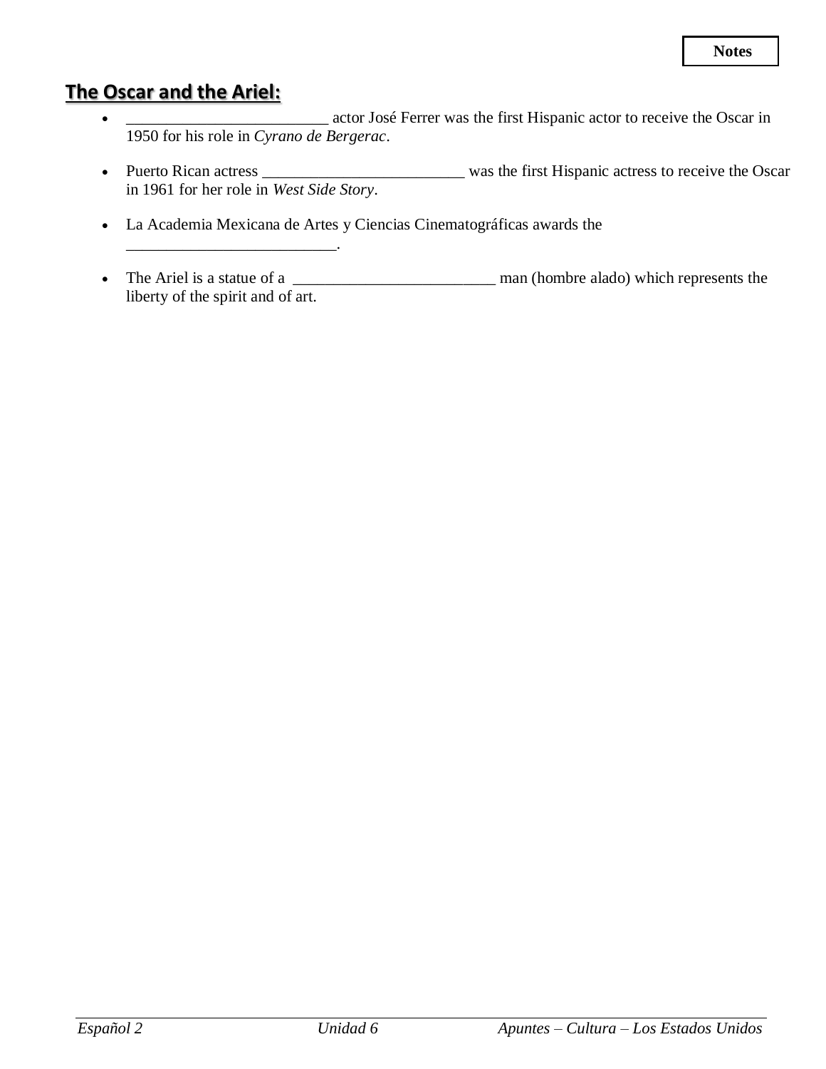Notes

## The Oscar and the Ariel:

- _________________________ actor José Ferrer was the first Hispanic actor to receive the Oscar in 1950 for his role in *Cyrano de Bergerac*.

- Puerto Rican actress _________________________ was the first Hispanic actress to receive the Oscar in 1961 for her role in *West Side Story*.

- La Academia Mexicana de Artes y Ciencias Cinematográficas awards the __________________________.

- The Ariel is a statue of a _________________________ man (hombre alado) which represents the liberty of the spirit and of art.